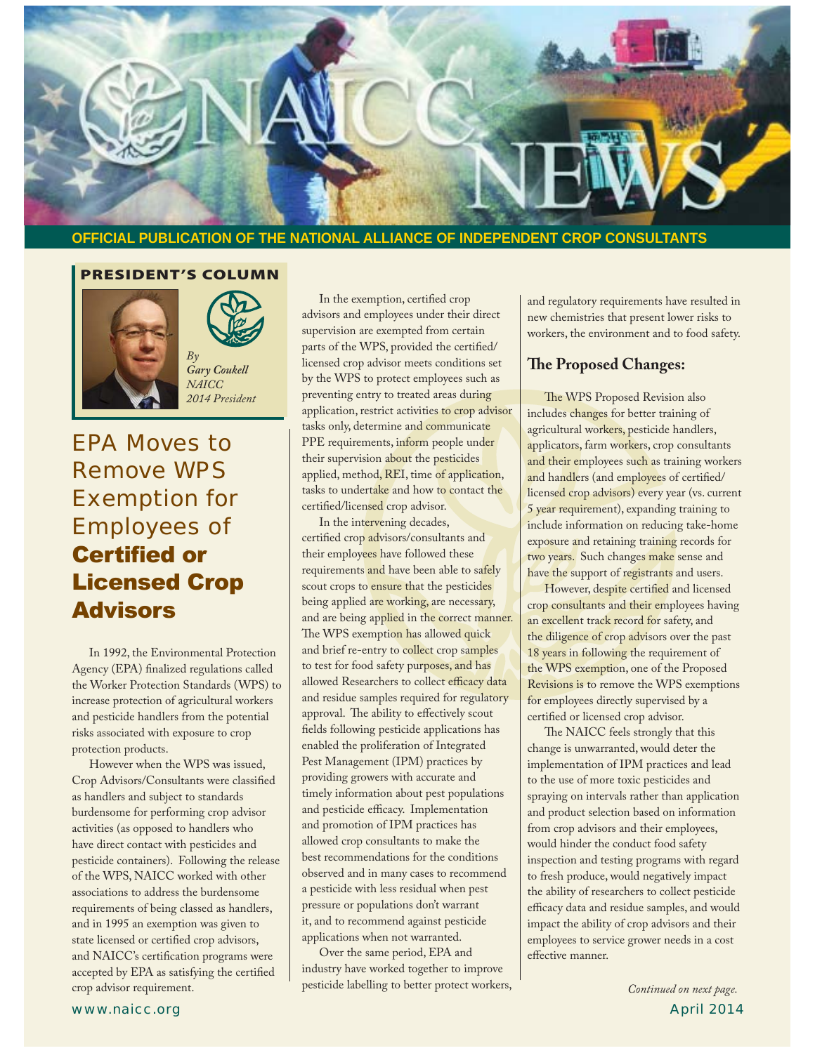# NAICC NEWS

**OFFICIAL PUBLICATION OF THE NATIONAL ALLIANCE OF INDEPENDENT CROP CONSULTANTS**

**PRESIDENT'S COLUMN**

*By*
***Gary Coukell***
*NAICC*
*2014 President*

## EPA Moves to Remove WPS Exemption for Employees of **Certified or Licensed Crop Advisors**

In 1992, the Environmental Protection Agency (EPA) finalized regulations called the Worker Protection Standards (WPS) to increase protection of agricultural workers and pesticide handlers from the potential risks associated with exposure to crop protection products.

However when the WPS was issued, Crop Advisors/Consultants were classified as handlers and subject to standards burdensome for performing crop advisor activities (as opposed to handlers who have direct contact with pesticides and pesticide containers). Following the release of the WPS, NAICC worked with other associations to address the burdensome requirements of being classed as handlers, and in 1995 an exemption was given to state licensed or certified crop advisors, and NAICC's certification programs were accepted by EPA as satisfying the certified crop advisor requirement.

In the exemption, certified crop advisors and employees under their direct supervision are exempted from certain parts of the WPS, provided the certified/licensed crop advisor meets conditions set by the WPS to protect employees such as preventing entry to treated areas during application, restrict activities to crop advisor tasks only, determine and communicate PPE requirements, inform people under their supervision about the pesticides applied, method, REI, time of application, tasks to undertake and how to contact the certified/licensed crop advisor.

In the intervening decades, certified crop advisors/consultants and their employees have followed these requirements and have been able to safely scout crops to ensure that the pesticides being applied are working, are necessary, and are being applied in the correct manner. The WPS exemption has allowed quick and brief re-entry to collect crop samples to test for food safety purposes, and has allowed Researchers to collect efficacy data and residue samples required for regulatory approval. The ability to effectively scout fields following pesticide applications has enabled the proliferation of Integrated Pest Management (IPM) practices by providing growers with accurate and timely information about pest populations and pesticide efficacy. Implementation and promotion of IPM practices has allowed crop consultants to make the best recommendations for the conditions observed and in many cases to recommend a pesticide with less residual when pest pressure or populations don't warrant it, and to recommend against pesticide applications when not warranted.

Over the same period, EPA and industry have worked together to improve pesticide labelling to better protect workers, and regulatory requirements have resulted in new chemistries that present lower risks to workers, the environment and to food safety.

### The Proposed Changes:

The WPS Proposed Revision also includes changes for better training of agricultural workers, pesticide handlers, applicators, farm workers, crop consultants and their employees such as training workers and handlers (and employees of certified/licensed crop advisors) every year (vs. current 5 year requirement), expanding training to include information on reducing take-home exposure and retaining training records for two years. Such changes make sense and have the support of registrants and users.

However, despite certified and licensed crop consultants and their employees having an excellent track record for safety, and the diligence of crop advisors over the past 18 years in following the requirement of the WPS exemption, one of the Proposed Revisions is to remove the WPS exemptions for employees directly supervised by a certified or licensed crop advisor.

The NAICC feels strongly that this change is unwarranted, would deter the implementation of IPM practices and lead to the use of more toxic pesticides and spraying on intervals rather than application and product selection based on information from crop advisors and their employees, would hinder the conduct food safety inspection and testing programs with regard to fresh produce, would negatively impact the ability of researchers to collect pesticide efficacy data and residue samples, and would impact the ability of crop advisors and their employees to service grower needs in a cost effective manner.

*Continued on next page.*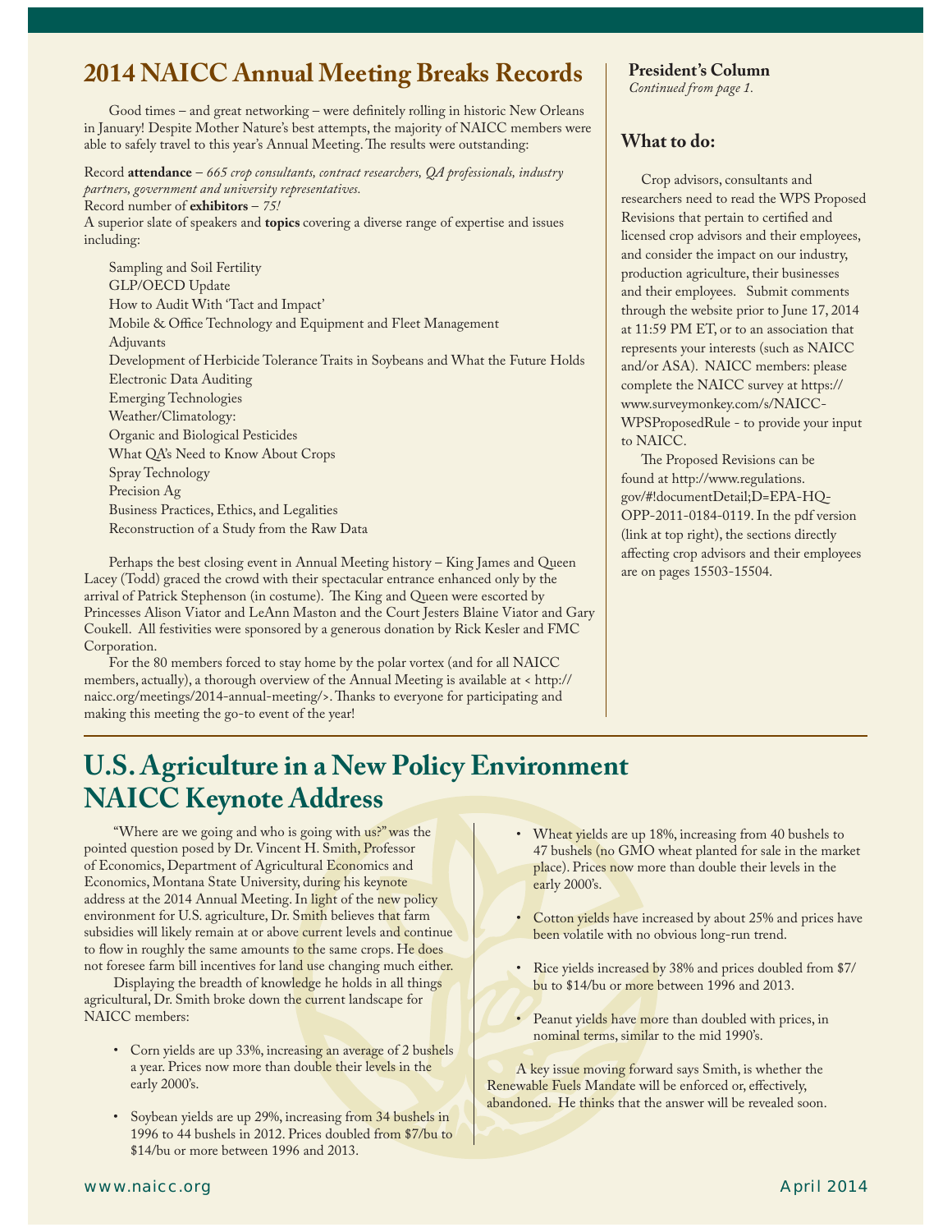## 2014 NAICC Annual Meeting Breaks Records

Good times – and great networking – were definitely rolling in historic New Orleans in January! Despite Mother Nature's best attempts, the majority of NAICC members were able to safely travel to this year's Annual Meeting. The results were outstanding:

Record **attendance** – *665 crop consultants, contract researchers, QA professionals, industry partners, government and university representatives.*
Record number of **exhibitors** – *75!*
A superior slate of speakers and **topics** covering a diverse range of expertise and issues including:

- Sampling and Soil Fertility
- GLP/OECD Update
- How to Audit With 'Tact and Impact'
- Mobile & Office Technology and Equipment and Fleet Management
- Adjuvants
- Development of Herbicide Tolerance Traits in Soybeans and What the Future Holds
- Electronic Data Auditing
- Emerging Technologies
- Weather/Climatology:
- Organic and Biological Pesticides
- What QA's Need to Know About Crops
- Spray Technology
- Precision Ag
- Business Practices, Ethics, and Legalities
- Reconstruction of a Study from the Raw Data

Perhaps the best closing event in Annual Meeting history – King James and Queen Lacey (Todd) graced the crowd with their spectacular entrance enhanced only by the arrival of Patrick Stephenson (in costume). The King and Queen were escorted by Princesses Alison Viator and LeAnn Maston and the Court Jesters Blaine Viator and Gary Coukell. All festivities were sponsored by a generous donation by Rick Kesler and FMC Corporation.

For the 80 members forced to stay home by the polar vortex (and for all NAICC members, actually), a thorough overview of the Annual Meeting is available at < http://naicc.org/meetings/2014-annual-meeting/>. Thanks to everyone for participating and making this meeting the go-to event of the year!

**President's Column**
*Continued from page 1.*

### What to do:

Crop advisors, consultants and researchers need to read the WPS Proposed Revisions that pertain to certified and licensed crop advisors and their employees, and consider the impact on our industry, production agriculture, their businesses and their employees. Submit comments through the website prior to June 17, 2014 at 11:59 PM ET, or to an association that represents your interests (such as NAICC and/or ASA). NAICC members: please complete the NAICC survey at https://www.surveymonkey.com/s/NAICC-WPSProposedRule - to provide your input to NAICC.

The Proposed Revisions can be found at http://www.regulations.gov/#!documentDetail;D=EPA-HQ-OPP-2011-0184-0119. In the pdf version (link at top right), the sections directly affecting crop advisors and their employees are on pages 15503-15504.

## U.S. Agriculture in a New Policy Environment NAICC Keynote Address

"Where are we going and who is going with us?" was the pointed question posed by Dr. Vincent H. Smith, Professor of Economics, Department of Agricultural Economics and Economics, Montana State University, during his keynote address at the 2014 Annual Meeting. In light of the new policy environment for U.S. agriculture, Dr. Smith believes that farm subsidies will likely remain at or above current levels and continue to flow in roughly the same amounts to the same crops. He does not foresee farm bill incentives for land use changing much either.

Displaying the breadth of knowledge he holds in all things agricultural, Dr. Smith broke down the current landscape for NAICC members:

- Corn yields are up 33%, increasing an average of 2 bushels a year. Prices now more than double their levels in the early 2000's.
- Soybean yields are up 29%, increasing from 34 bushels in 1996 to 44 bushels in 2012. Prices doubled from $7/bu to $14/bu or more between 1996 and 2013.
- Wheat yields are up 18%, increasing from 40 bushels to 47 bushels (no GMO wheat planted for sale in the market place). Prices now more than double their levels in the early 2000's.
- Cotton yields have increased by about 25% and prices have been volatile with no obvious long-run trend.
- Rice yields increased by 38% and prices doubled from $7/bu to $14/bu or more between 1996 and 2013.
- Peanut yields have more than doubled with prices, in nominal terms, similar to the mid 1990's.

A key issue moving forward says Smith, is whether the Renewable Fuels Mandate will be enforced or, effectively, abandoned. He thinks that the answer will be revealed soon.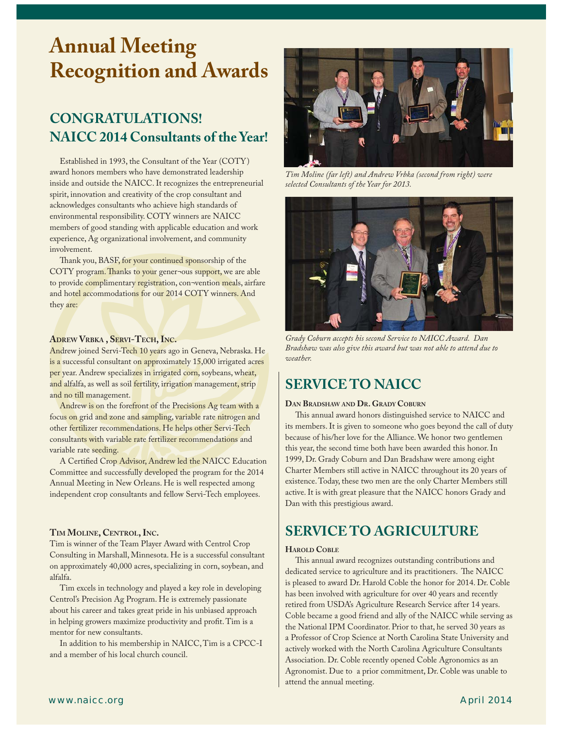# Annual Meeting Recognition and Awards

## CONGRATULATIONS! NAICC 2014 Consultants of the Year!

Established in 1993, the Consultant of the Year (COTY) award honors members who have demonstrated leadership inside and outside the NAICC. It recognizes the entrepreneurial spirit, innovation and creativity of the crop consultant and acknowledges consultants who achieve high standards of environmental responsibility. COTY winners are NAICC members of good standing with applicable education and work experience, Ag organizational involvement, and community involvement.

Thank you, BASF, for your continued sponsorship of the COTY program. Thanks to your gener¬ous support, we are able to provide complimentary registration, con¬vention meals, airfare and hotel accommodations for our 2014 COTY winners. And they are:

### Adrew Vrbka , Servi-Tech, Inc.

Andrew joined Servi-Tech 10 years ago in Geneva, Nebraska. He is a successful consultant on approximately 15,000 irrigated acres per year. Andrew specializes in irrigated corn, soybeans, wheat, and alfalfa, as well as soil fertility, irrigation management, strip and no till management.

Andrew is on the forefront of the Precisions Ag team with a focus on grid and zone and sampling, variable rate nitrogen and other fertilizer recommendations. He helps other Servi-Tech consultants with variable rate fertilizer recommendations and variable rate seeding.

A Certified Crop Advisor, Andrew led the NAICC Education Committee and successfully developed the program for the 2014 Annual Meeting in New Orleans. He is well respected among independent crop consultants and fellow Servi-Tech employees.

### Tim Moline, Centrol, Inc.

Tim is winner of the Team Player Award with Centrol Crop Consulting in Marshall, Minnesota. He is a successful consultant on approximately 40,000 acres, specializing in corn, soybean, and alfalfa.

Tim excels in technology and played a key role in developing Centrol's Precision Ag Program. He is extremely passionate about his career and takes great pride in his unbiased approach in helping growers maximize productivity and profit. Tim is a mentor for new consultants.

In addition to his membership in NAICC, Tim is a CPCC-I and a member of his local church council.

*Tim Moline (far left) and Andrew Vrbka (second from right) were selected Consultants of the Year for 2013.*

*Grady Coburn accepts his second Service to NAICC Award. Dan Bradshaw was also give this award but was not able to attend due to weather.*

## SERVICE TO NAICC

### Dan Bradshaw and Dr. Grady Coburn

This annual award honors distinguished service to NAICC and its members. It is given to someone who goes beyond the call of duty because of his/her love for the Alliance. We honor two gentlemen this year, the second time both have been awarded this honor. In 1999, Dr. Grady Coburn and Dan Bradshaw were among eight Charter Members still active in NAICC throughout its 20 years of existence. Today, these two men are the only Charter Members still active. It is with great pleasure that the NAICC honors Grady and Dan with this prestigious award.

## SERVICE TO AGRICULTURE

### Harold Coble

This annual award recognizes outstanding contributions and dedicated service to agriculture and its practitioners. The NAICC is pleased to award Dr. Harold Coble the honor for 2014. Dr. Coble has been involved with agriculture for over 40 years and recently retired from USDA's Agriculture Research Service after 14 years. Coble became a good friend and ally of the NAICC while serving as the National IPM Coordinator. Prior to that, he served 30 years as a Professor of Crop Science at North Carolina State University and actively worked with the North Carolina Agriculture Consultants Association. Dr. Coble recently opened Coble Agronomics as an Agronomist. Due to a prior commitment, Dr. Coble was unable to attend the annual meeting.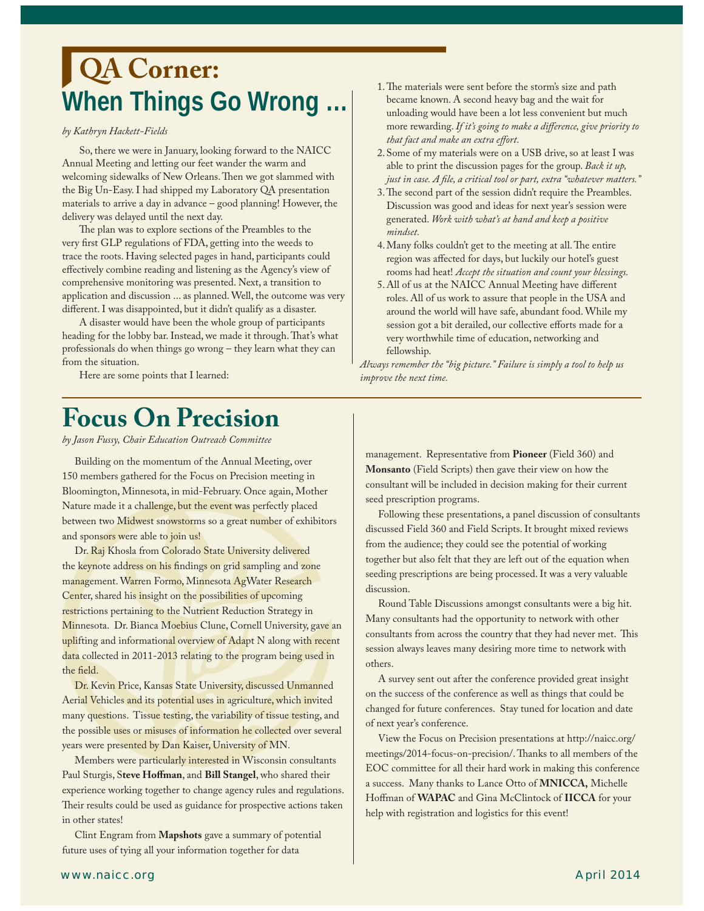# QA Corner: When Things Go Wrong …

*by Kathryn Hackett-Fields*

So, there we were in January, looking forward to the NAICC Annual Meeting and letting our feet wander the warm and welcoming sidewalks of New Orleans. Then we got slammed with the Big Un-Easy. I had shipped my Laboratory QA presentation materials to arrive a day in advance – good planning! However, the delivery was delayed until the next day.

The plan was to explore sections of the Preambles to the very first GLP regulations of FDA, getting into the weeds to trace the roots. Having selected pages in hand, participants could effectively combine reading and listening as the Agency's view of comprehensive monitoring was presented. Next, a transition to application and discussion … as planned. Well, the outcome was very different. I was disappointed, but it didn't qualify as a disaster.

A disaster would have been the whole group of participants heading for the lobby bar. Instead, we made it through. That's what professionals do when things go wrong – they learn what they can from the situation.

Here are some points that I learned:

1. The materials were sent before the storm's size and path became known. A second heavy bag and the wait for unloading would have been a lot less convenient but much more rewarding. *If it's going to make a difference, give priority to that fact and make an extra effort.*
2. Some of my materials were on a USB drive, so at least I was able to print the discussion pages for the group. *Back it up, just in case. A file, a critical tool or part, extra "whatever matters."*
3. The second part of the session didn't require the Preambles. Discussion was good and ideas for next year's session were generated. *Work with what's at hand and keep a positive mindset.*
4. Many folks couldn't get to the meeting at all. The entire region was affected for days, but luckily our hotel's guest rooms had heat! *Accept the situation and count your blessings.*
5. All of us at the NAICC Annual Meeting have different roles. All of us work to assure that people in the USA and around the world will have safe, abundant food. While my session got a bit derailed, our collective efforts made for a very worthwhile time of education, networking and fellowship.

*Always remember the "big picture." Failure is simply a tool to help us improve the next time.*

# Focus On Precision

*by Jason Fussy, Chair Education Outreach Committee*

Building on the momentum of the Annual Meeting, over 150 members gathered for the Focus on Precision meeting in Bloomington, Minnesota, in mid-February. Once again, Mother Nature made it a challenge, but the event was perfectly placed between two Midwest snowstorms so a great number of exhibitors and sponsors were able to join us!

Dr. Raj Khosla from Colorado State University delivered the keynote address on his findings on grid sampling and zone management. Warren Formo, Minnesota AgWater Research Center, shared his insight on the possibilities of upcoming restrictions pertaining to the Nutrient Reduction Strategy in Minnesota. Dr. Bianca Moebius Clune, Cornell University, gave an uplifting and informational overview of Adapt N along with recent data collected in 2011-2013 relating to the program being used in the field.

Dr. Kevin Price, Kansas State University, discussed Unmanned Aerial Vehicles and its potential uses in agriculture, which invited many questions. Tissue testing, the variability of tissue testing, and the possible uses or misuses of information he collected over several years were presented by Dan Kaiser, University of MN.

Members were particularly interested in Wisconsin consultants Paul Sturgis, S**teve Hoffman**, and **Bill Stangel**, who shared their experience working together to change agency rules and regulations. Their results could be used as guidance for prospective actions taken in other states!

Clint Engram from **Mapshots** gave a summary of potential future uses of tying all your information together for data management. Representative from **Pioneer** (Field 360) and **Monsanto** (Field Scripts) then gave their view on how the consultant will be included in decision making for their current seed prescription programs.

Following these presentations, a panel discussion of consultants discussed Field 360 and Field Scripts. It brought mixed reviews from the audience; they could see the potential of working together but also felt that they are left out of the equation when seeding prescriptions are being processed. It was a very valuable discussion.

Round Table Discussions amongst consultants were a big hit. Many consultants had the opportunity to network with other consultants from across the country that they had never met. This session always leaves many desiring more time to network with others.

A survey sent out after the conference provided great insight on the success of the conference as well as things that could be changed for future conferences. Stay tuned for location and date of next year's conference.

View the Focus on Precision presentations at http://naicc.org/meetings/2014-focus-on-precision/. Thanks to all members of the EOC committee for all their hard work in making this conference a success. Many thanks to Lance Otto of **MNICCA,** Michelle Hoffman of **WAPAC** and Gina McClintock of **IICCA** for your help with registration and logistics for this event!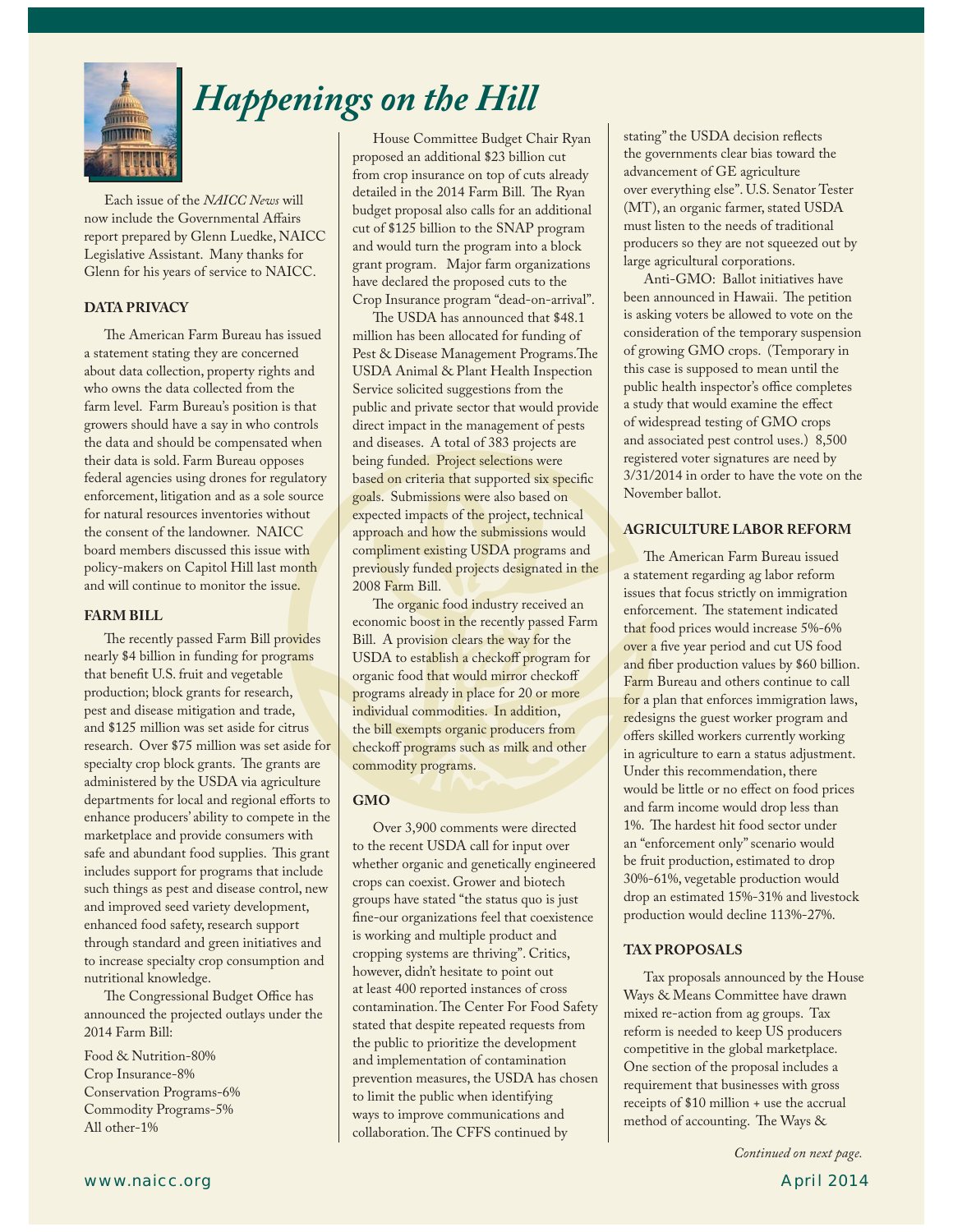# *Happenings on the Hill*

Each issue of the *NAICC News* will now include the Governmental Affairs report prepared by Glenn Luedke, NAICC Legislative Assistant. Many thanks for Glenn for his years of service to NAICC.

### DATA PRIVACY

The American Farm Bureau has issued a statement stating they are concerned about data collection, property rights and who owns the data collected from the farm level. Farm Bureau's position is that growers should have a say in who controls the data and should be compensated when their data is sold. Farm Bureau opposes federal agencies using drones for regulatory enforcement, litigation and as a sole source for natural resources inventories without the consent of the landowner. NAICC board members discussed this issue with policy-makers on Capitol Hill last month and will continue to monitor the issue.

### FARM BILL

The recently passed Farm Bill provides nearly $4 billion in funding for programs that benefit U.S. fruit and vegetable production; block grants for research, pest and disease mitigation and trade, and $125 million was set aside for citrus research. Over $75 million was set aside for specialty crop block grants. The grants are administered by the USDA via agriculture departments for local and regional efforts to enhance producers' ability to compete in the marketplace and provide consumers with safe and abundant food supplies. This grant includes support for programs that include such things as pest and disease control, new and improved seed variety development, enhanced food safety, research support through standard and green initiatives and to increase specialty crop consumption and nutritional knowledge.

The Congressional Budget Office has announced the projected outlays under the 2014 Farm Bill:

Food & Nutrition-80%
Crop Insurance-8%
Conservation Programs-6%
Commodity Programs-5%
All other-1%

House Committee Budget Chair Ryan proposed an additional $23 billion cut from crop insurance on top of cuts already detailed in the 2014 Farm Bill. The Ryan budget proposal also calls for an additional cut of $125 billion to the SNAP program and would turn the program into a block grant program. Major farm organizations have declared the proposed cuts to the Crop Insurance program "dead-on-arrival".

The USDA has announced that $48.1 million has been allocated for funding of Pest & Disease Management Programs.The USDA Animal & Plant Health Inspection Service solicited suggestions from the public and private sector that would provide direct impact in the management of pests and diseases. A total of 383 projects are being funded. Project selections were based on criteria that supported six specific goals. Submissions were also based on expected impacts of the project, technical approach and how the submissions would compliment existing USDA programs and previously funded projects designated in the 2008 Farm Bill.

The organic food industry received an economic boost in the recently passed Farm Bill. A provision clears the way for the USDA to establish a checkoff program for organic food that would mirror checkoff programs already in place for 20 or more individual commodities. In addition, the bill exempts organic producers from checkoff programs such as milk and other commodity programs.

### GMO

Over 3,900 comments were directed to the recent USDA call for input over whether organic and genetically engineered crops can coexist. Grower and biotech groups have stated "the status quo is just fine-our organizations feel that coexistence is working and multiple product and cropping systems are thriving". Critics, however, didn't hesitate to point out at least 400 reported instances of cross contamination. The Center For Food Safety stated that despite repeated requests from the public to prioritize the development and implementation of contamination prevention measures, the USDA has chosen to limit the public when identifying ways to improve communications and collaboration. The CFFS continued by stating" the USDA decision reflects the governments clear bias toward the advancement of GE agriculture over everything else". U.S. Senator Tester (MT), an organic farmer, stated USDA must listen to the needs of traditional producers so they are not squeezed out by large agricultural corporations.

Anti-GMO: Ballot initiatives have been announced in Hawaii. The petition is asking voters be allowed to vote on the consideration of the temporary suspension of growing GMO crops. (Temporary in this case is supposed to mean until the public health inspector's office completes a study that would examine the effect of widespread testing of GMO crops and associated pest control uses.) 8,500 registered voter signatures are need by 3/31/2014 in order to have the vote on the November ballot.

### AGRICULTURE LABOR REFORM

The American Farm Bureau issued a statement regarding ag labor reform issues that focus strictly on immigration enforcement. The statement indicated that food prices would increase 5%-6% over a five year period and cut US food and fiber production values by $60 billion. Farm Bureau and others continue to call for a plan that enforces immigration laws, redesigns the guest worker program and offers skilled workers currently working in agriculture to earn a status adjustment. Under this recommendation, there would be little or no effect on food prices and farm income would drop less than 1%. The hardest hit food sector under an "enforcement only" scenario would be fruit production, estimated to drop 30%-61%, vegetable production would drop an estimated 15%-31% and livestock production would decline 113%-27%.

### TAX PROPOSALS

Tax proposals announced by the House Ways & Means Committee have drawn mixed re-action from ag groups. Tax reform is needed to keep US producers competitive in the global marketplace. One section of the proposal includes a requirement that businesses with gross receipts of $10 million + use the accrual method of accounting. The Ways &

*Continued on next page.*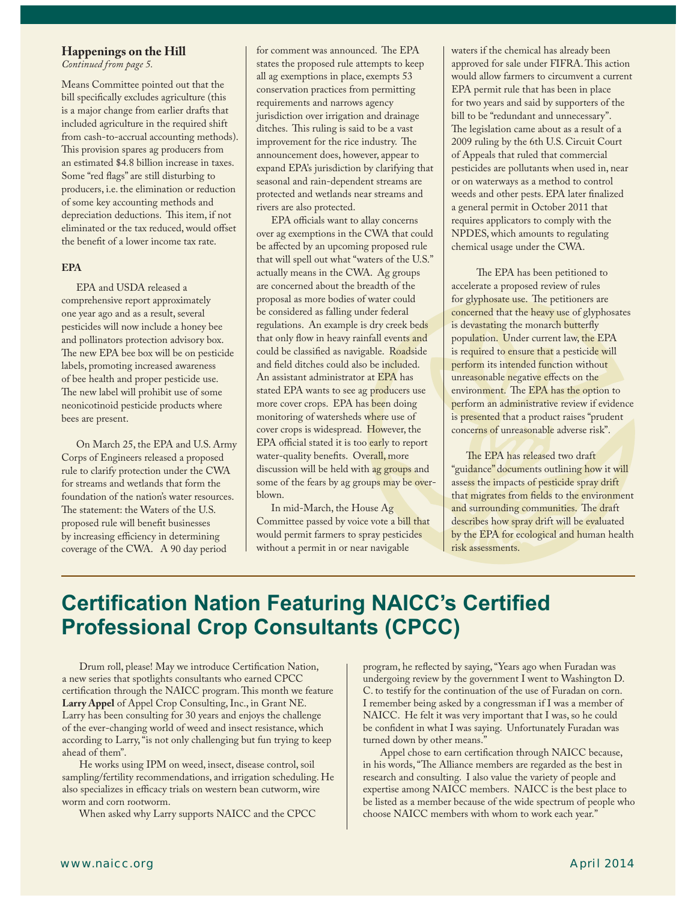### Happenings on the Hill

*Continued from page 5.*

Means Committee pointed out that the bill specifically excludes agriculture (this is a major change from earlier drafts that included agriculture in the required shift from cash-to-accrual accounting methods). This provision spares ag producers from an estimated $4.8 billion increase in taxes. Some "red flags" are still disturbing to producers, i.e. the elimination or reduction of some key accounting methods and depreciation deductions. This item, if not eliminated or the tax reduced, would offset the benefit of a lower income tax rate.

#### EPA

EPA and USDA released a comprehensive report approximately one year ago and as a result, several pesticides will now include a honey bee and pollinators protection advisory box. The new EPA bee box will be on pesticide labels, promoting increased awareness of bee health and proper pesticide use. The new label will prohibit use of some neonicotinoid pesticide products where bees are present.

On March 25, the EPA and U.S. Army Corps of Engineers released a proposed rule to clarify protection under the CWA for streams and wetlands that form the foundation of the nation's water resources. The statement: the Waters of the U.S. proposed rule will benefit businesses by increasing efficiency in determining coverage of the CWA. A 90 day period for comment was announced. The EPA states the proposed rule attempts to keep all ag exemptions in place, exempts 53 conservation practices from permitting requirements and narrows agency jurisdiction over irrigation and drainage ditches. This ruling is said to be a vast improvement for the rice industry. The announcement does, however, appear to expand EPA's jurisdiction by clarifying that seasonal and rain-dependent streams are protected and wetlands near streams and rivers are also protected.

EPA officials want to allay concerns over ag exemptions in the CWA that could be affected by an upcoming proposed rule that will spell out what "waters of the U.S." actually means in the CWA. Ag groups are concerned about the breadth of the proposal as more bodies of water could be considered as falling under federal regulations. An example is dry creek beds that only flow in heavy rainfall events and could be classified as navigable. Roadside and field ditches could also be included. An assistant administrator at EPA has stated EPA wants to see ag producers use more cover crops. EPA has been doing monitoring of watersheds where use of cover crops is widespread. However, the EPA official stated it is too early to report water-quality benefits. Overall, more discussion will be held with ag groups and some of the fears by ag groups may be over-blown.

In mid-March, the House Ag Committee passed by voice vote a bill that would permit farmers to spray pesticides without a permit in or near navigable waters if the chemical has already been approved for sale under FIFRA. This action would allow farmers to circumvent a current EPA permit rule that has been in place for two years and said by supporters of the bill to be "redundant and unnecessary". The legislation came about as a result of a 2009 ruling by the 6th U.S. Circuit Court of Appeals that ruled that commercial pesticides are pollutants when used in, near or on waterways as a method to control weeds and other pests. EPA later finalized a general permit in October 2011 that requires applicators to comply with the NPDES, which amounts to regulating chemical usage under the CWA.

The EPA has been petitioned to accelerate a proposed review of rules for glyphosate use. The petitioners are concerned that the heavy use of glyphosates is devastating the monarch butterfly population. Under current law, the EPA is required to ensure that a pesticide will perform its intended function without unreasonable negative effects on the environment. The EPA has the option to perform an administrative review if evidence is presented that a product raises "prudent concerns of unreasonable adverse risk".

The EPA has released two draft "guidance" documents outlining how it will assess the impacts of pesticide spray drift that migrates from fields to the environment and surrounding communities. The draft describes how spray drift will be evaluated by the EPA for ecological and human health risk assessments.

## Certification Nation Featuring NAICC's Certified Professional Crop Consultants (CPCC)

Drum roll, please! May we introduce Certification Nation, a new series that spotlights consultants who earned CPCC certification through the NAICC program. This month we feature **Larry Appel** of Appel Crop Consulting, Inc., in Grant NE. Larry has been consulting for 30 years and enjoys the challenge of the ever-changing world of weed and insect resistance, which according to Larry, "is not only challenging but fun trying to keep ahead of them".

He works using IPM on weed, insect, disease control, soil sampling/fertility recommendations, and irrigation scheduling. He also specializes in efficacy trials on western bean cutworm, wire worm and corn rootworm.

When asked why Larry supports NAICC and the CPCC program, he reflected by saying, "Years ago when Furadan was undergoing review by the government I went to Washington D. C. to testify for the continuation of the use of Furadan on corn. I remember being asked by a congressman if I was a member of NAICC. He felt it was very important that I was, so he could be confident in what I was saying. Unfortunately Furadan was turned down by other means."

Appel chose to earn certification through NAICC because, in his words, "The Alliance members are regarded as the best in research and consulting. I also value the variety of people and expertise among NAICC members. NAICC is the best place to be listed as a member because of the wide spectrum of people who choose NAICC members with whom to work each year."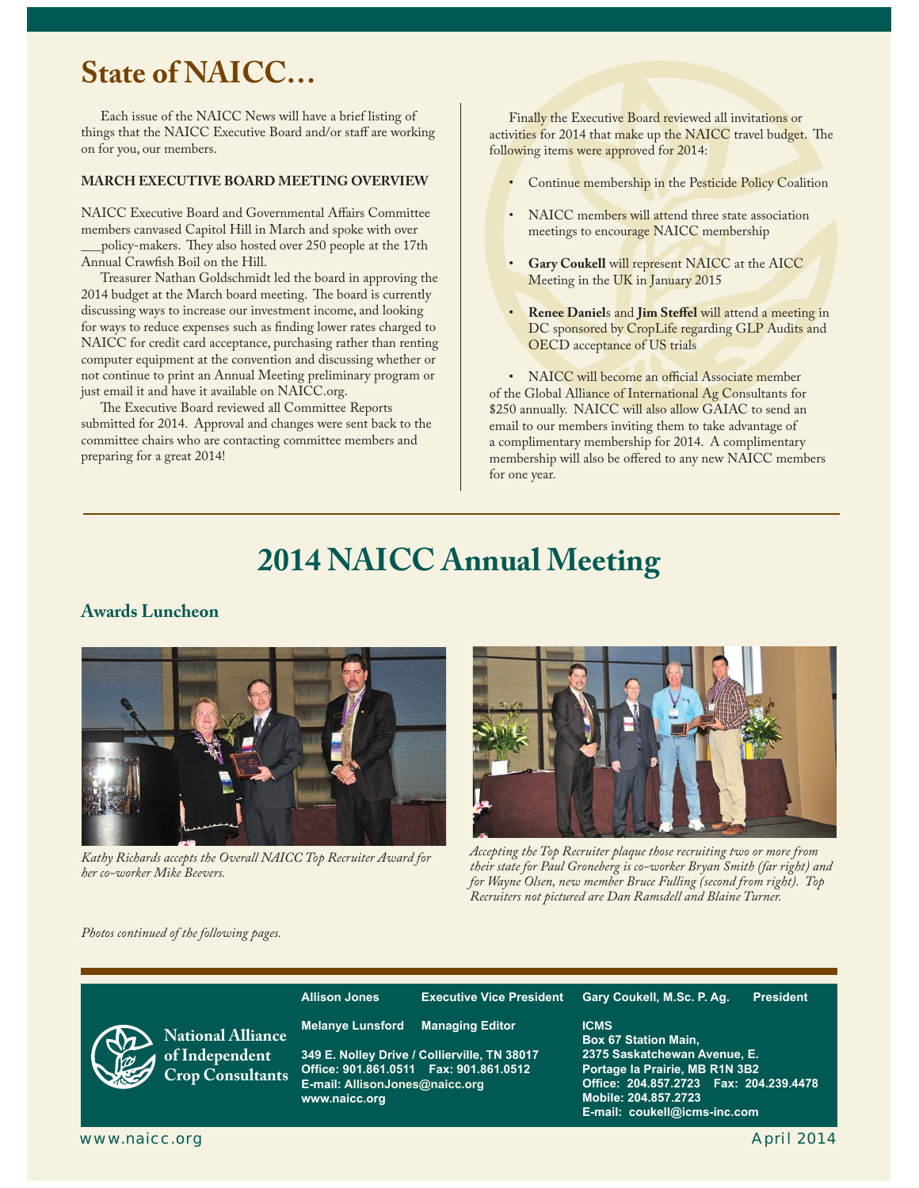# State of NAICC…

Each issue of the NAICC News will have a brief listing of things that the NAICC Executive Board and/or staff are working on for you, our members.

**MARCH EXECUTIVE BOARD MEETING OVERVIEW**

NAICC Executive Board and Governmental Affairs Committee members canvased Capitol Hill in March and spoke with over ___policy-makers. They also hosted over 250 people at the 17th Annual Crawfish Boil on the Hill.

Treasurer Nathan Goldschmidt led the board in approving the 2014 budget at the March board meeting. The board is currently discussing ways to increase our investment income, and looking for ways to reduce expenses such as finding lower rates charged to NAICC for credit card acceptance, purchasing rather than renting computer equipment at the convention and discussing whether or not continue to print an Annual Meeting preliminary program or just email it and have it available on NAICC.org.

The Executive Board reviewed all Committee Reports submitted for 2014. Approval and changes were sent back to the committee chairs who are contacting committee members and preparing for a great 2014!

Finally the Executive Board reviewed all invitations or activities for 2014 that make up the NAICC travel budget. The following items were approved for 2014:

- Continue membership in the Pesticide Policy Coalition
- NAICC members will attend three state association meetings to encourage NAICC membership
- **Gary Coukell** will represent NAICC at the AICC Meeting in the UK in January 2015
- **Renee Daniel**s and **Jim Steffel** will attend a meeting in DC sponsored by CropLife regarding GLP Audits and OECD acceptance of US trials
- NAICC will become an official Associate member of the Global Alliance of International Ag Consultants for $250 annually. NAICC will also allow GAIAC to send an email to our members inviting them to take advantage of a complimentary membership for 2014. A complimentary membership will also be offered to any new NAICC members for one year.

# 2014 NAICC Annual Meeting

## Awards Luncheon

*Kathy Richards accepts the Overall NAICC Top Recruiter Award for her co-worker Mike Beevers.*

*Accepting the Top Recruiter plaque those recruiting two or more from their state for Paul Groneberg is co-worker Bryan Smith (far right) and for Wayne Olsen, new member Bruce Fulling (second from right). Top Recruiters not pictured are Dan Ramsdell and Blaine Turner.*

*Photos continued of the following pages.*

**National Alliance of Independent Crop Consultants**

**Allison Jones** — Executive Vice President
**Melanye Lunsford** — Managing Editor

349 E. Nolley Drive / Collierville, TN 38017
Office: 901.861.0511 Fax: 901.861.0512
E-mail: AllisonJones@naicc.org
www.naicc.org

**Gary Coukell, M.Sc. P. Ag.** — President

ICMS
Box 67 Station Main,
2375 Saskatchewan Avenue, E.
Portage la Prairie, MB R1N 3B2
Office: 204.857.2723 Fax: 204.239.4478
Mobile: 204.857.2723
E-mail: coukell@icms-inc.com